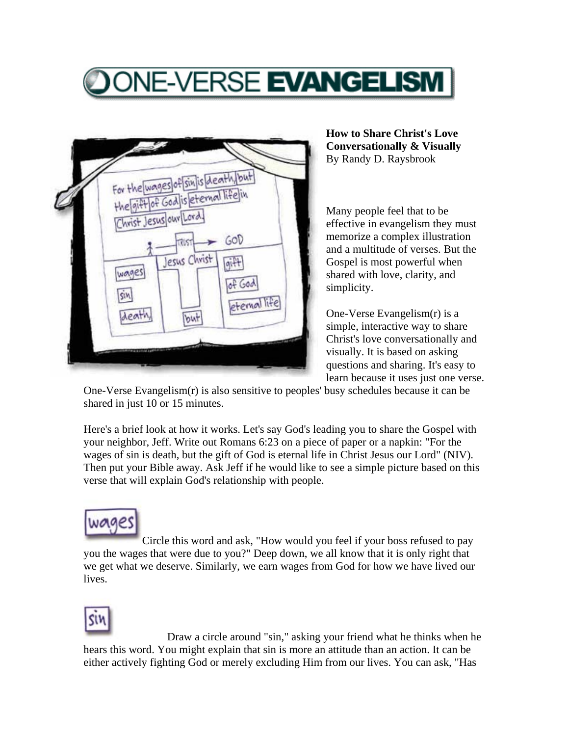# ONE-VERSE EVANGELISM

**How to Share Christ's Love Conversationally & Visually**
By Randy D. Raysbrook

Many people feel that to be effective in evangelism they must memorize a complex illustration and a multitude of verses. But the Gospel is most powerful when shared with love, clarity, and simplicity.

One-Verse Evangelism(r) is a simple, interactive way to share Christ's love conversationally and visually. It is based on asking questions and sharing. It's easy to learn because it uses just one verse. One-Verse Evangelism(r) is also sensitive to peoples' busy schedules because it can be shared in just 10 or 15 minutes.

Here's a brief look at how it works. Let's say God's leading you to share the Gospel with your neighbor, Jeff. Write out Romans 6:23 on a piece of paper or a napkin: "For the wages of sin is death, but the gift of God is eternal life in Christ Jesus our Lord" (NIV). Then put your Bible away. Ask Jeff if he would like to see a simple picture based on this verse that will explain God's relationship with people.

**wages** Circle this word and ask, "How would you feel if your boss refused to pay you the wages that were due to you?" Deep down, we all know that it is only right that we get what we deserve. Similarly, we earn wages from God for how we have lived our lives.

**sin** Draw a circle around "sin," asking your friend what he thinks when he hears this word. You might explain that sin is more an attitude than an action. It can be either actively fighting God or merely excluding Him from our lives. You can ask, "Has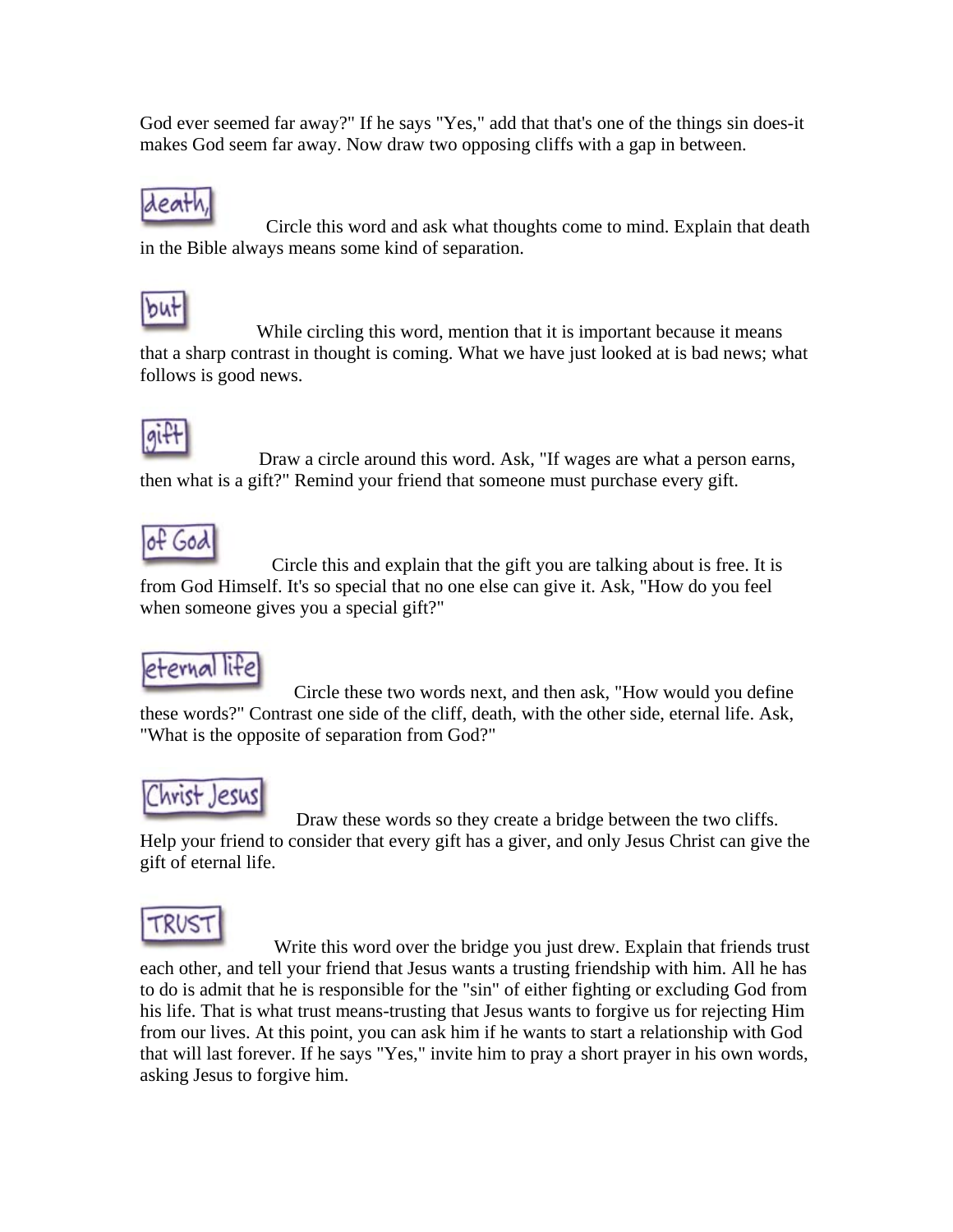God ever seemed far away?" If he says "Yes," add that that's one of the things sin does-it makes God seem far away. Now draw two opposing cliffs with a gap in between.

death, Circle this word and ask what thoughts come to mind. Explain that death in the Bible always means some kind of separation.

but While circling this word, mention that it is important because it means that a sharp contrast in thought is coming. What we have just looked at is bad news; what follows is good news.

gift Draw a circle around this word. Ask, "If wages are what a person earns, then what is a gift?" Remind your friend that someone must purchase every gift.

of God Circle this and explain that the gift you are talking about is free. It is from God Himself. It's so special that no one else can give it. Ask, "How do you feel when someone gives you a special gift?"

eternal life Circle these two words next, and then ask, "How would you define these words?" Contrast one side of the cliff, death, with the other side, eternal life. Ask, "What is the opposite of separation from God?"

Christ Jesus Draw these words so they create a bridge between the two cliffs. Help your friend to consider that every gift has a giver, and only Jesus Christ can give the gift of eternal life.

TRUST Write this word over the bridge you just drew. Explain that friends trust each other, and tell your friend that Jesus wants a trusting friendship with him. All he has to do is admit that he is responsible for the "sin" of either fighting or excluding God from his life. That is what trust means-trusting that Jesus wants to forgive us for rejecting Him from our lives. At this point, you can ask him if he wants to start a relationship with God that will last forever. If he says "Yes," invite him to pray a short prayer in his own words, asking Jesus to forgive him.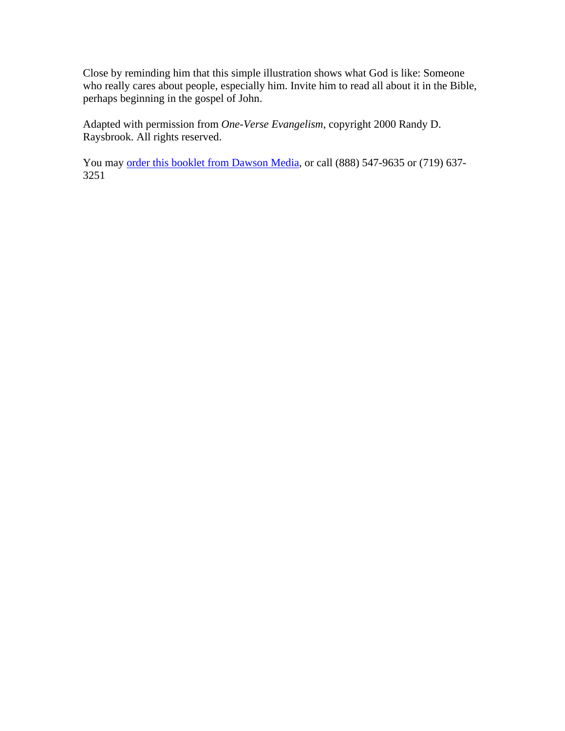Close by reminding him that this simple illustration shows what God is like: Someone who really cares about people, especially him. Invite him to read all about it in the Bible, perhaps beginning in the gospel of John.

Adapted with permission from *One-Verse Evangelism*, copyright 2000 Randy D. Raysbrook. All rights reserved.

You may order this booklet from Dawson Media, or call (888) 547-9635 or (719) 637-3251